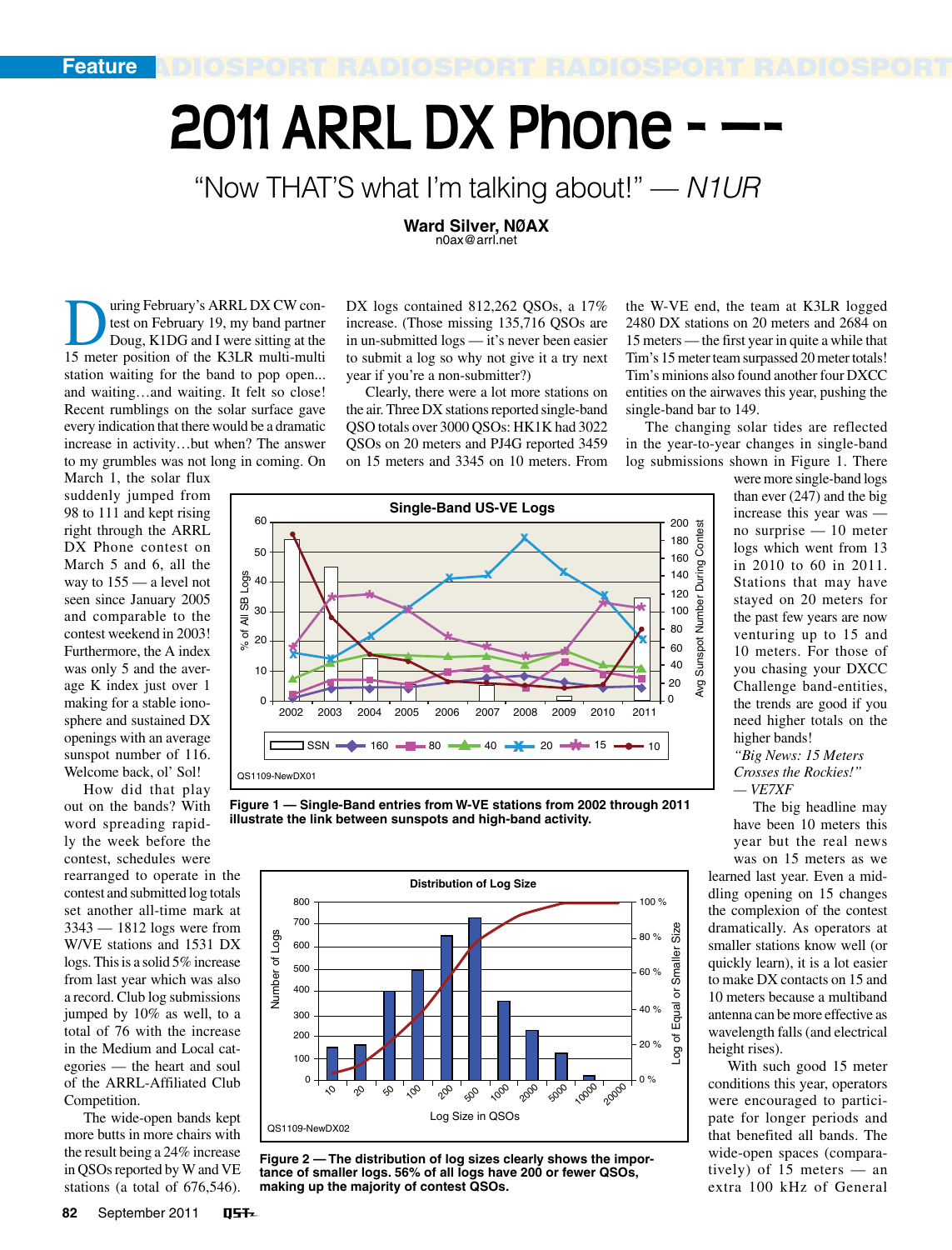# 2011 ARRL DX Phone - —-

"Now THAT'S what I'm talking about!" — *N1UR*

**Ward Silver, N0AX**
n0ax@arrl.net

During February's ARRL DX CW contest on February 19, my band partner Doug, K1DG and I were sitting at the 15 meter position of the K3LR multi-multi station waiting for the band to pop open... and waiting…and waiting. It felt so close! Recent rumblings on the solar surface gave every indication that there would be a dramatic increase in activity…but when? The answer to my grumbles was not long in coming. On March 1, the solar flux suddenly jumped from 98 to 111 and kept rising right through the ARRL DX Phone contest on March 5 and 6, all the way to 155 — a level not seen since January 2005 and comparable to the contest weekend in 2003! Furthermore, the A index was only 5 and the average K index just over 1 making for a stable ionosphere and sustained DX openings with an average sunspot number of 116. Welcome back, ol' Sol!

How did that play out on the bands? With word spreading rapidly the week before the contest, schedules were rearranged to operate in the contest and submitted log totals set another all-time mark at 3343 — 1812 logs were from W/VE stations and 1531 DX logs. This is a solid 5% increase from last year which was also a record. Club log submissions jumped by 10% as well, to a total of 76 with the increase in the Medium and Local categories — the heart and soul of the ARRL-Affiliated Club Competition.

The wide-open bands kept more butts in more chairs with the result being a 24% increase in QSOs reported by W and VE stations (a total of 676,546). DX logs contained 812,262 QSOs, a 17% increase. (Those missing 135,716 QSOs are in un-submitted logs — it's never been easier to submit a log so why not give it a try next year if you're a non-submitter?)

Clearly, there were a lot more stations on the air. Three DX stations reported single-band QSO totals over 3000 QSOs: HK1K had 3022 QSOs on 20 meters and PJ4G reported 3459 on 15 meters and 3345 on 10 meters. From the W-VE end, the team at K3LR logged 2480 DX stations on 20 meters and 2684 on 15 meters — the first year in quite a while that Tim's 15 meter team surpassed 20 meter totals! Tim's minions also found another four DXCC entities on the airwaves this year, pushing the single-band bar to 149.

The changing solar tides are reflected in the year-to-year changes in single-band log submissions shown in Figure 1. There were more single-band logs than ever (247) and the big increase this year was — no surprise — 10 meter logs which went from 13 in 2010 to 60 in 2011. Stations that may have stayed on 20 meters for the past few years are now venturing up to 15 and 10 meters. For those of you chasing your DXCC Challenge band-entities, the trends are good if you need higher totals on the higher bands!

Figure 1 — Single-Band entries from W-VE stations from 2002 through 2011 illustrate the link between sunspots and high-band activity.

*"Big News: 15 Meters Crosses the Rockies!"*
*— VE7XF*

The big headline may have been 10 meters this year but the real news was on 15 meters as we learned last year. Even a middling opening on 15 changes the complexion of the contest dramatically. As operators at smaller stations know well (or quickly learn), it is a lot easier to make DX contacts on 15 and 10 meters because a multiband antenna can be more effective as wavelength falls (and electrical height rises).

With such good 15 meter conditions this year, operators were encouraged to participate for longer periods and that benefited all bands. The wide-open spaces (comparatively) of 15 meters — an extra 100 kHz of General

Figure 2 — The distribution of log sizes clearly shows the importance of smaller logs. 56% of all logs have 200 or fewer QSOs, making up the majority of contest QSOs.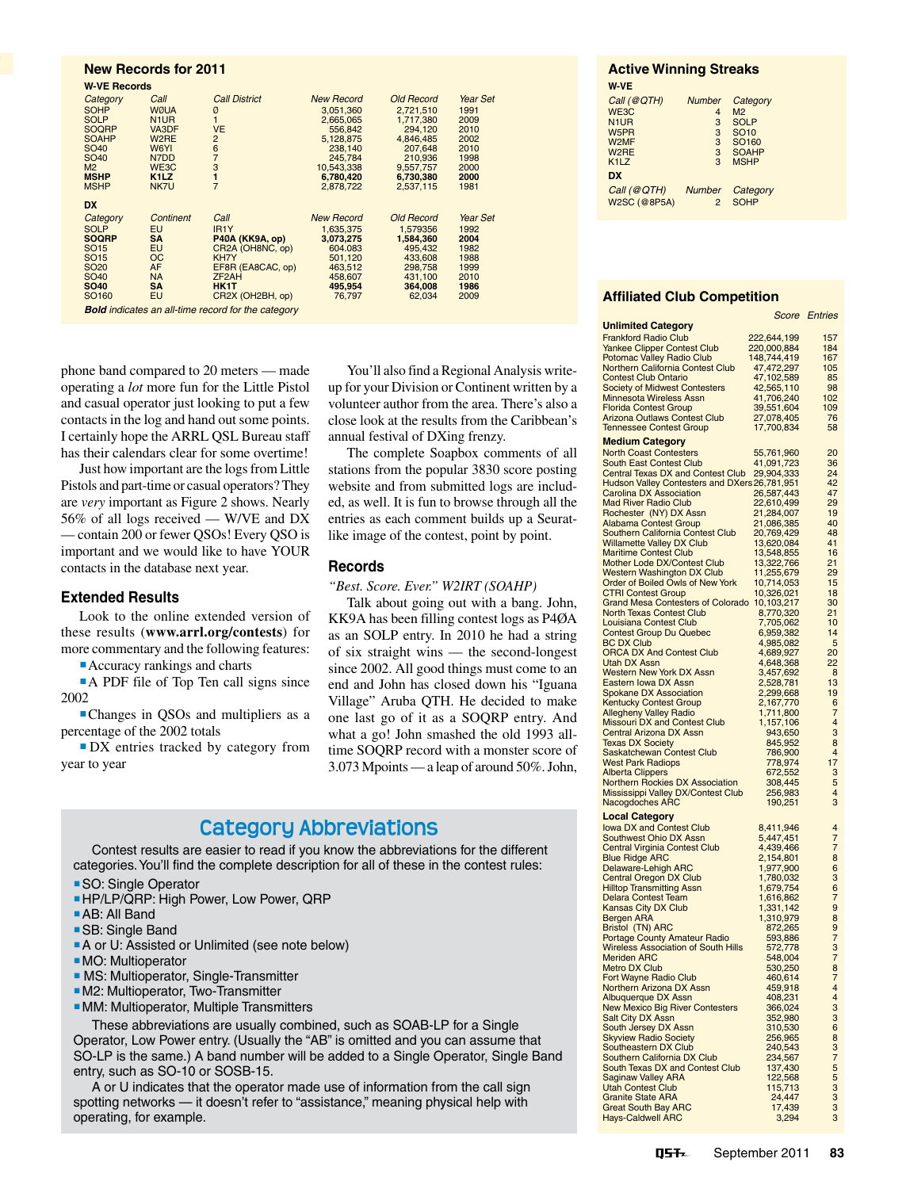## New Records for 2011

### W-VE Records

| Category | Call | Call District | New Record | Old Record | Year Set |
|---|---|---|---|---|---|
| SOHP | WØUA | 0 | 3,051,360 | 2,721,510 | 1991 |
| SOLP | N1UR | 1 | 2,665,065 | 1,717,380 | 2009 |
| SOQRP | VA3DF | VE | 556,842 | 294,120 | 2010 |
| SOAHP | W2RE | 2 | 5,128,875 | 4,846,485 | 2002 |
| SO40 | W6YI | 6 | 238,140 | 207,648 | 2010 |
| SO40 | N7DD | 7 | 245,784 | 210,936 | 1998 |
| M2 | WE3C | 3 | 10,543,338 | 9,557,757 | 2000 |
| **MSHP** | **K1LZ** | **1** | **6,780,420** | **6,730,380** | **2000** |
| MSHP | NK7U | 7 | 2,878,722 | 2,537,115 | 1981 |

### DX

| Category | Continent | Call | New Record | Old Record | Year Set |
|---|---|---|---|---|---|
| SOLP | EU | IR1Y | 1,635,375 | 1,579356 | 1992 |
| **SOQRP** | **SA** | **P40A (KK9A, op)** | **3,073,275** | **1,584,360** | **2004** |
| SO15 | EU | CR2A (OH8NC, op) | 604.083 | 495,432 | 1982 |
| SO15 | OC | KH7Y | 501,120 | 433,608 | 1988 |
| SO20 | AF | EF8R (EA8CAC, op) | 463,512 | 298,758 | 1999 |
| SO40 | NA | ZF2AH | 458,607 | 431,100 | 2010 |
| **SO40** | **SA** | **HK1T** | **495,954** | **364,008** | **1986** |
| SO160 | EU | CR2X (OH2BH, op) | 76,797 | 62,034 | 2009 |

***Bold** indicates an all-time record for the category*

phone band compared to 20 meters — made operating a *lot* more fun for the Little Pistol and casual operator just looking to put a few contacts in the log and hand out some points. I certainly hope the ARRL QSL Bureau staff has their calendars clear for some overtime!

Just how important are the logs from Little Pistols and part-time or casual operators? They are *very* important as Figure 2 shows. Nearly 56% of all logs received — W/VE and DX — contain 200 or fewer QSOs! Every QSO is important and we would like to have YOUR contacts in the database next year.

### Extended Results

Look to the online extended version of these results (**www.arrl.org/contests**) for more commentary and the following features:

- Accuracy rankings and charts
- A PDF file of Top Ten call signs since 2002
- Changes in QSOs and multipliers as a percentage of the 2002 totals
- DX entries tracked by category from year to year

You'll also find a Regional Analysis write-up for your Division or Continent written by a volunteer author from the area. There's also a close look at the results from the Caribbean's annual festival of DXing frenzy.

The complete Soapbox comments of all stations from the popular 3830 score posting website and from submitted logs are included, as well. It is fun to browse through all the entries as each comment builds up a Seurat-like image of the contest, point by point.

### Records

*"Best. Score. Ever." W2IRT (SOAHP)*

Talk about going out with a bang. John, KK9A has been filling contest logs as P4ØA as an SOLP entry. In 2010 he had a string of six straight wins — the second-longest since 2002. All good things must come to an end and John has closed down his "Iguana Village" Aruba QTH. He decided to make one last go of it as a SOQRP entry. And what a go! John smashed the old 1993 all-time SOQRP record with a monster score of 3.073 Mpoints — a leap of around 50%. John,

## Category Abbreviations

Contest results are easier to read if you know the abbreviations for the different categories. You'll find the complete description for all of these in the contest rules:

- SO: Single Operator
- HP/LP/QRP: High Power, Low Power, QRP
- AB: All Band
- SB: Single Band
- A or U: Assisted or Unlimited (see note below)
- MO: Multioperator
- MS: Multioperator, Single-Transmitter
- M2: Multioperator, Two-Transmitter
- MM: Multioperator, Multiple Transmitters

These abbreviations are usually combined, such as SOAB-LP for a Single Operator, Low Power entry. (Usually the "AB" is omitted and you can assume that SO-LP is the same.) A band number will be added to a Single Operator, Single Band entry, such as SO-10 or SOSB-15.

A or U indicates that the operator made use of information from the call sign spotting networks — it doesn't refer to "assistance," meaning physical help with operating, for example.

## Active Winning Streaks

### W-VE

| Call (@QTH) | Number | Category |
|---|---|---|
| WE3C | 4 | M2 |
| N1UR | 3 | SOLP |
| W5PR | 3 | SO10 |
| W2MF | 3 | SO160 |
| W2RE | 3 | SOAHP |
| K1LZ | 3 | MSHP |

### DX

| Call (@QTH) | Number | Category |
|---|---|---|
| W2SC (@8P5A) | 2 | SOHP |

## Affiliated Club Competition

| | Score | Entries |
|---|---|---|
| **Unlimited Category** | | |
| Frankford Radio Club | 222,644,199 | 157 |
| Yankee Clipper Contest Club | 220,000,884 | 184 |
| Potomac Valley Radio Club | 148,744,419 | 167 |
| Northern California Contest Club | 47,472,297 | 105 |
| Contest Club Ontario | 47,102,589 | 85 |
| Society of Midwest Contesters | 42,565,110 | 98 |
| Minnesota Wireless Assn | 41,706,240 | 102 |
| Florida Contest Group | 39,551,604 | 109 |
| Arizona Outlaws Contest Club | 27,078,405 | 76 |
| Tennessee Contest Group | 17,700,834 | 58 |
| **Medium Category** | | |
| North Coast Contesters | 55,761,960 | 20 |
| South East Contest Club | 41,091,723 | 36 |
| Central Texas DX and Contest Club | 29,904,333 | 24 |
| Hudson Valley Contesters and DXers | 26,781,951 | 42 |
| Carolina DX Association | 26,587,443 | 47 |
| Mad River Radio Club | 22,610,499 | 29 |
| Rochester (NY) DX Assn | 21,284,007 | 19 |
| Alabama Contest Group | 21,086,385 | 40 |
| Southern California Contest Club | 20,769,429 | 48 |
| Willamette Valley DX Club | 13,620,084 | 41 |
| Maritime Contest Club | 13,548,855 | 16 |
| Mother Lode DX/Contest Club | 13,322,766 | 21 |
| Western Washington DX Club | 11,255,679 | 29 |
| Order of Boiled Owls of New York | 10,714,053 | 15 |
| CTRI Contest Group | 10,326,021 | 18 |
| Grand Mesa Contesters of Colorado | 10,103,217 | 30 |
| North Texas Contest Club | 8,770,320 | 21 |
| Louisiana Contest Club | 7,705,062 | 10 |
| Contest Group Du Quebec | 6,959,382 | 14 |
| BC DX Club | 4,985,082 | 5 |
| ORCA DX And Contest Club | 4,689,927 | 20 |
| Utah DX Assn | 4,648,368 | 22 |
| Western New York DX Assn | 3,457,692 | 8 |
| Eastern Iowa DX Assn | 2,528,781 | 13 |
| Spokane DX Association | 2,299,668 | 19 |
| Kentucky Contest Group | 2,167,770 | 6 |
| Allegheny Valley Radio | 1,711,800 | 7 |
| Missouri DX and Contest Club | 1,157,106 | 4 |
| Central Arizona DX Assn | 943,650 | 3 |
| Texas DX Society | 845,952 | 8 |
| Saskatchewan Contest Club | 786,900 | 4 |
| West Park Radiops | 778,974 | 17 |
| Alberta Clippers | 672,552 | 3 |
| Northern Rockies DX Association | 308,445 | 5 |
| Mississippi Valley DX/Contest Club | 256,983 | 4 |
| Nacogdoches ARC | 190,251 | 3 |
| **Local Category** | | |
| Iowa DX and Contest Club | 8,411,946 | 4 |
| Southwest Ohio DX Assn | 5,447,451 | 7 |
| Central Virginia Contest Club | 4,439,466 | 7 |
| Blue Ridge ARC | 2,154,801 | 8 |
| Delaware-Lehigh ARC | 1,977,900 | 6 |
| Central Oregon DX Club | 1,780,032 | 3 |
| Hilltop Transmitting Assn | 1,679,754 | 6 |
| Delara Contest Team | 1,616,862 | 7 |
| Kansas City DX Club | 1,331,142 | 9 |
| Bergen ARA | 1,310,979 | 8 |
| Bristol (TN) ARC | 872,265 | 9 |
| Portage County Amateur Radio | 593,886 | 7 |
| Wireless Association of South Hills | 572,778 | 3 |
| Meriden ARC | 548,004 | 7 |
| Metro DX Club | 530,250 | 8 |
| Fort Wayne Radio Club | 460,614 | 7 |
| Northern Arizona DX Assn | 459,918 | 4 |
| Albuquerque DX Assn | 408,231 | 4 |
| New Mexico Big River Contesters | 366,024 | 3 |
| Salt City DX Assn | 352,980 | 3 |
| South Jersey DX Assn | 310,530 | 6 |
| Skyview Radio Society | 256,965 | 8 |
| Southeastern DX Club | 240,543 | 3 |
| Southern California DX Club | 234,567 | 7 |
| South Texas DX and Contest Club | 137,430 | 5 |
| Saginaw Valley ARA | 122,568 | 5 |
| Utah Contest Club | 115,713 | 3 |
| Granite State ARA | 24,447 | 3 |
| Great South Bay ARC | 17,439 | 3 |
| Hays-Caldwell ARC | 3,294 | 3 |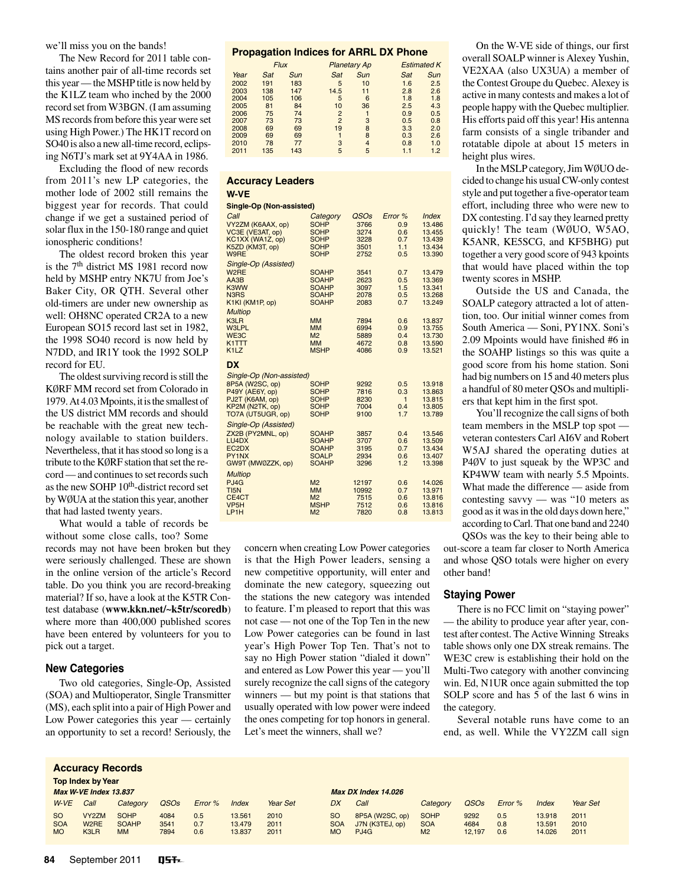we'll miss you on the bands!

The New Record for 2011 table contains another pair of all-time records set this year — the MSHP title is now held by the K1LZ team who inched by the 2000 record set from W3BGN. (I am assuming MS records from before this year were set using High Power.) The HK1T record on SO40 is also a new all-time record, eclipsing N6TJ's mark set at 9Y4AA in 1986.

Excluding the flood of new records from 2011's new LP categories, the mother lode of 2002 still remains the biggest year for records. That could change if we get a sustained period of solar flux in the 150-180 range and quiet ionospheric conditions!

The oldest record broken this year is the 7th district MS 1981 record now held by MSHP entry NK7U from Joe's Baker City, OR QTH. Several other old-timers are under new ownership as well: OH8NC operated CR2A to a new European SO15 record last set in 1982, the 1998 SO40 record is now held by N7DD, and IR1Y took the 1992 SOLP record for EU.

The oldest surviving record is still the KØRF MM record set from Colorado in 1979. At 4.03 Mpoints, it is the smallest of the US district MM records and should be reachable with the great new technology available to station builders. Nevertheless, that it has stood so long is a tribute to the KØRF station that set the record — and continues to set records such as the new SOHP 10th-district record set by WØUA at the station this year, another that had lasted twenty years.

What would a table of records be without some close calls, too? Some records may not have been broken but they were seriously challenged. These are shown in the online version of the article's Record table. Do you think you are record-breaking material? If so, have a look at the K5TR Contest database (**www.kkn.net/~k5tr/scoredb**) where more than 400,000 published scores have been entered by volunteers for you to pick out a target.

### New Categories

Two old categories, Single-Op, Assisted (SOA) and Multioperator, Single Transmitter (MS), each split into a pair of High Power and Low Power categories this year — certainly an opportunity to set a record! Seriously, the concern when creating Low Power categories is that the High Power leaders, sensing a new competitive opportunity, will enter and dominate the new category, squeezing out the stations the new category was intended to feature. I'm pleased to report that this was not case — not one of the Top Ten in the new Low Power categories can be found in last year's High Power Top Ten. That's not to say no High Power station "dialed it down" and entered as Low Power this year — you'll surely recognize the call signs of the category winners — but my point is that stations that usually operated with low power were indeed the ones competing for top honors in general. Let's meet the winners, shall we?

On the W-VE side of things, our first overall SOALP winner is Alexey Yushin, VE2XAA (also UX3UA) a member of the Contest Groupe du Quebec. Alexey is active in many contests and makes a lot of people happy with the Quebec multiplier. His efforts paid off this year! His antenna farm consists of a single tribander and rotatable dipole at about 15 meters in height plus wires.

In the MSLP category, Jim WØUO decided to change his usual CW-only contest style and put together a five-operator team effort, including three who were new to DX contesting. I'd say they learned pretty quickly! The team (WØUO, W5AO, K5ANR, KE5SCG, and KF5BHG) put together a very good score of 943 kpoints that would have placed within the top twenty scores in MSHP.

Outside the US and Canada, the SOALP category attracted a lot of attention, too. Our initial winner comes from South America — Soni, PY1NX. Soni's 2.09 Mpoints would have finished #6 in the SOAHP listings so this was quite a good score from his home station. Soni had big numbers on 15 and 40 meters plus a handful of 80 meter QSOs and multipliers that kept him in the first spot.

You'll recognize the call signs of both team members in the MSLP top spot — veteran contesters Carl AI6V and Robert W5AJ shared the operating duties at P4ØV to just squeak by the WP3C and KP4WW team with nearly 5.5 Mpoints. What made the difference — aside from contesting savvy — was "10 meters as good as it was in the old days down here," according to Carl. That one band and 2240 QSOs was the key to their being able to out-score a team far closer to North America and whose QSO totals were higher on every other band!

### Staying Power

There is no FCC limit on "staying power" — the ability to produce year after year, contest after contest. The Active Winning Streaks table shows only one DX streak remains. The WE3C crew is establishing their hold on the Multi-Two category with another convincing win. Ed, N1UR once again submitted the top SOLP score and has 5 of the last 6 wins in the category.

Several notable runs have come to an end, as well. While the VY2ZM call sign

**Propagation Indices for ARRL DX Phone**

| Year | Flux Sat | Flux Sun | Planetary Ap Sat | Planetary Ap Sun | Estimated K Sat | Estimated K Sun |
|---|---|---|---|---|---|---|
| 2002 | 191 | 183 | 5 | 10 | 1.6 | 2.5 |
| 2003 | 138 | 147 | 14.5 | 11 | 2.8 | 2.6 |
| 2004 | 105 | 106 | 5 | 6 | 1.8 | 1.8 |
| 2005 | 81 | 84 | 10 | 36 | 2.5 | 4.3 |
| 2006 | 75 | 74 | 2 | 1 | 0.9 | 0.5 |
| 2007 | 73 | 73 | 2 | 3 | 0.5 | 0.8 |
| 2008 | 69 | 69 | 19 | 8 | 3.3 | 2.0 |
| 2009 | 69 | 69 | 1 | 8 | 0.3 | 2.6 |
| 2010 | 78 | 77 | 3 | 4 | 0.8 | 1.0 |
| 2011 | 135 | 143 | 5 | 5 | 1.1 | 1.2 |

**Accuracy Leaders**

**W-VE**

| Call | Category | QSOs | Error % | Index |
|---|---|---|---|---|
| *Single-Op (Non-assisted)* | | | | |
| VY2ZM (K6AAX, op) | SOHP | 3766 | 0.9 | 13.486 |
| VC3E (VE3AT, op) | SOHP | 3274 | 0.6 | 13.455 |
| KC1XX (WA1Z, op) | SOHP | 3228 | 0.7 | 13.439 |
| K5ZD (KM3T, op) | SOHP | 3501 | 1.1 | 13.434 |
| W9RE | SOHP | 2752 | 0.5 | 13.390 |
| *Single-Op (Assisted)* | | | | |
| W2RE | SOAHP | 3541 | 0.7 | 13.479 |
| AA3B | SOAHP | 2623 | 0.5 | 13.369 |
| K3WW | SOAHP | 3097 | 1.5 | 13.341 |
| N3RS | SOAHP | 2078 | 0.5 | 13.268 |
| K1KI (KM1P, op) | SOAHP | 2083 | 0.7 | 13.249 |
| *Multiop* | | | | |
| K3LR | MM | 7894 | 0.6 | 13.837 |
| W3LPL | MM | 6994 | 0.9 | 13.755 |
| WE3C | M2 | 5889 | 0.4 | 13.730 |
| K1TTT | MM | 4672 | 0.8 | 13.590 |
| K1LZ | MSHP | 4086 | 0.9 | 13.521 |

**DX**

| Call | Category | QSOs | Error % | Index |
|---|---|---|---|---|
| *Single-Op (Non-assisted)* | | | | |
| 8P5A (W2SC, op) | SOHP | 9292 | 0.5 | 13.918 |
| P49Y (AE6Y, op) | SOHP | 7816 | 0.3 | 13.863 |
| PJ2T (K6AM, op) | SOHP | 8230 | 1 | 13.815 |
| KP2M (N2TK, op) | SOHP | 7004 | 0.4 | 13.805 |
| TO7A (UT5UGR, op) | SOHP | 9100 | 1.7 | 13.789 |
| *Single-Op (Assisted)* | | | | |
| ZX2B (PY2MNL, op) | SOAHP | 3857 | 0.4 | 13.546 |
| LU4DX | SOAHP | 3707 | 0.6 | 13.509 |
| EC2DX | SOAHP | 3195 | 0.7 | 13.434 |
| PY1NX | SOALP | 2934 | 0.6 | 13.407 |
| GW9T (MW0ZZK, op) | SOAHP | 3296 | 1.2 | 13.398 |
| *Multiop* | | | | |
| PJ4G | M2 | 12197 | 0.6 | 14.026 |
| TI5N | MM | 10992 | 0.7 | 13.971 |
| CE4CT | M2 | 7515 | 0.6 | 13.816 |
| VP5H | MSHP | 7512 | 0.6 | 13.816 |
| LP1H | M2 | 7820 | 0.8 | 13.813 |

**Accuracy Records**

**Top Index by Year**

*Max W-VE Index 13.837*

| W-VE | Call | Category | QSOs | Error % | Index | Year Set |
|---|---|---|---|---|---|---|
| SO | VY2ZM | SOHP | 4084 | 0.5 | 13.561 | 2010 |
| SOA | W2RE | SOAHP | 3541 | 0.7 | 13.479 | 2011 |
| MO | K3LR | MM | 7894 | 0.6 | 13.837 | 2011 |

*Max DX Index 14.026*

| DX | Call | Category | QSOs | Error % | Index | Year Set |
|---|---|---|---|---|---|---|
| SO | 8P5A (W2SC, op) | SOHP | 9292 | 0.5 | 13.918 | 2011 |
| SOA | J7N (K3TEJ, op) | SOA | 4684 | 0.8 | 13.591 | 2010 |
| MO | PJ4G | M2 | 12,197 | 0.6 | 14.026 | 2011 |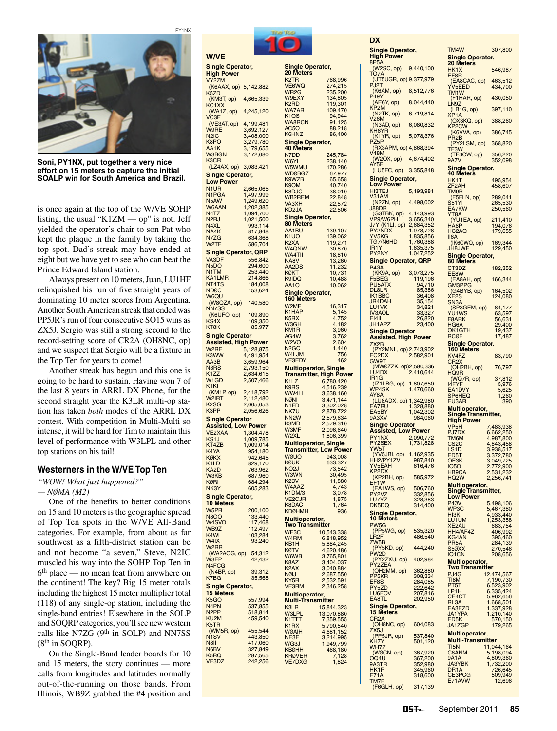Soni, PY1NX, put together a very nice effort on 15 meters to capture the initial SOALP win for South America and Brazil.

is once again at the top of the W/VE SOHP listing, the usual "K1ZM — op" is not. Jeff yielded the operator's chair to son Pat who kept the plaque in the family by taking the top spot. Dad's streak may have ended at eight but we have yet to see who can beat the Prince Edward Island station.

Always present on 10 meters, Juan, LU1HF relinquished his run of five straight years of dominating 10 meter scores from Argentina. Another South American streak that ended was PP5JR's run of four consecutive SO15 wins as ZX5J. Sergio was still a strong second to the record-setting score of CR2A (OH8NC, op) and we suspect that Sergio will be a fixture in the Top Ten for years to come!

Another streak has begun and this one is going to be hard to sustain. Having won 7 of the last 8 years in ARRL DX Phone, for the second straight year the K3LR multi-op station has taken *both* modes of the ARRL DX contest. With competition in Multi-Multi so intense, it will be hard for Tim to maintain this level of performance with W3LPL and other top stations on his tail!

### Westerners in the W/VE Top Ten

*"WOW! What just happened?"*
*— NØMA (M2)*

One of the benefits to better conditions on 15 and 10 meters is the geographic spread of Top Ten spots in the W/VE All-Band categories. For example, from about as far southwest as a fifth-district station can be and not become "a seven," Steve, N2IC muscled his way into the SOHP Top Ten in 6th place — no mean feat from anywhere on the continent! The key? Big 15 meter totals including the highest 15 meter multiplier total (118) of any single-op station, including the single-band entries! Elsewhere in the SOLP and SOQRP categories, you'll see new western calls like N7ZG (9th in SOLP) and NN7SS (8th in SOQRP).

On the Single-Band leader boards for 10 and 15 meters, the story continues — more calls from longitudes and latitudes normally out-of-the-running on those bands. From Illinois, WB9Z grabbed the #4 position and

## The Top 10

### W/VE

**Single Operator, High Power**

| Call | Score |
|---|---|
| VY2ZM (K6AAX, op) | 5,142,882 |
| K5ZD (KM3T, op) | 4,665,339 |
| KC1XX (WA1Z, op) | 4,245,120 |
| VC3E (VE3AT, op) | 4,199,481 |
| W9RE | 3,692,127 |
| N2IC | 3,408,000 |
| K8PO | 3,279,780 |
| AA1K | 3,179,655 |
| W3BGN | 3,172,680 |
| K3CR (LZ4AX, op) | 3,083,421 |

**Single Operator, Low Power**

| Call | Score |
|---|---|
| N1UR | 2,665,065 |
| N1PGA | 1,497,999 |
| N5AW | 1,249,620 |
| W6AAN | 1,202,385 |
| N4TZ | 1,094,700 |
| N2RJ | 1,021,500 |
| N4XL | 993,114 |
| NA4K | 817,848 |
| N7ZG | 634,368 |
| W2TF | 586,704 |

**Single Operator, QRP**

| Call | Score |
|---|---|
| VA3DF | 556,842 |
| N5DO | 294,600 |
| N1TM | 253,440 |
| KA1LMR | 214,866 |
| NT4TS | 184,008 |
| NDØC | 153,624 |
| W6QU (W8QZA, op) | 140,580 |
| NN7SS (K6UFO, op) | 109,890 |
| KS4X | 109,350 |
| KT8K | 85,977 |

**Single Operator Assisted, High Power**

| Call | Score |
|---|---|
| W2RE | 5,128,875 |
| K3WW | 4,491,954 |
| AA3B | 3,659,964 |
| N3RS | 2,793,150 |
| K1ZZ | 2,634,615 |
| W1GD | 2,507,466 |
| K1KI (KM1P, op) | 2,418,792 |
| W2IRT | 2,112,480 |
| K2SG | 2,065,653 |
| K3PP | 2,056,626 |

**Single Operator Assisted, Low Power**

| Call | Score |
|---|---|
| VE2XAA | 1,304,478 |
| KS1J | 1,009,785 |
| KT4ZB | 1,009,014 |
| K4YA | 954,180 |
| KØKX | 942,645 |
| K1LD | 829,170 |
| KA2D | 763,962 |
| W3KB | 687,960 |
| KØRI | 684,294 |
| NK3Y | 605,283 |

**Single Operator, 10 Meters**

| Call | Score |
|---|---|
| W5PR | 200,100 |
| N8OO | 133,440 |
| W4SVO | 117,468 |
| WB9Z | 112,497 |
| K4WI | 103,284 |
| W4IX | 93,240 |
| W2RR (WA2AOG, op) | 54,312 |
| W3EP | 42,432 |
| N4FCG (N4BP, op) | 39,312 |
| K7BG | 35,568 |

**Single Operator, 15 Meters**

| Call | Score |
|---|---|
| K5GO | 557,994 |
| N4PN | 537,855 |
| N2PP | 518,814 |
| KU2M | 459,540 |
| K5TR (WM5R, op) | 455,544 |
| N1SV | 443,850 |
| N8II | 417,060 |
| N6BV | 327,849 |
| K5RQ | 287,565 |
| VE3DZ | 242,256 |

**Single Operator, 20 Meters**

| Call | Score |
|---|---|
| K2TR | 768,996 |
| VE6WQ | 274,215 |
| WR2G | 235,200 |
| W9EXY | 134,805 |
| K2RD | 119,301 |
| WA7AR | 109,470 |
| K1QS | 94,944 |
| WA8RCN | 91,125 |
| AC5O | 88,218 |
| K6HNZ | 86,400 |

**Single Operator, 40 Meters**

| Call | Score |
|---|---|
| N7DD | 245,784 |
| W6YI | 238,140 |
| W5WMU | 170,286 |
| WDØBGZ | 67,977 |
| K9WZB | 65,658 |
| K9OM | 40,740 |
| K8DJC | 38,010 |
| WB2REM | 22,848 |
| VA3XH | 22,572 |
| KD2JA | 22,506 |

**Single Operator, 80 Meters**

| Call | Score |
|---|---|
| AA1BU | 139,107 |
| K1UO | 139,062 |
| K2XA | 119,271 |
| W4QNW | 30,870 |
| WA4TII | 18,810 |
| NA8V | 13,260 |
| AA2DS | 11,232 |
| KØKT | 10,731 |
| K9IDQ | 10,488 |
| AA1O | 10,062 |

**Single Operator, 160 Meters**

| Call | Score |
|---|---|
| W2MF | 16,317 |
| K1HAP | 5,145 |
| K5RX | 4,752 |
| W3GH | 4,182 |
| KM1R | 3,960 |
| AG4W | 3,762 |
| W2VO | 2,604 |
| N2GC | 1,440 |
| W4LJM | 756 |
| VE3EDY | 462 |

**Multioperator, Single Transmitter, High Power**

| Call | Score |
|---|---|
| K1LZ | 6,780,420 |
| K9RS | 4,516,239 |
| WW4LL | 3,638,160 |
| NØNI | 3,471,144 |
| N1FD | 3,302,028 |
| NK7U | 2,878,722 |
| NN2W | 2,579,634 |
| K3MD | 2,579,310 |
| W3MF | 2,096,640 |
| W2XL | 1,806,399 |

**Multioperator, Single Transmitter, Low Power**

| Call | Score |
|---|---|
| WØUO | 943,008 |
| KØUK | 633,327 |
| NO2J | 73,542 |
| W3WN | 30,495 |
| K2DV | 11,880 |
| W4AAZ | 4,743 |
| K1DM/3 | 3,078 |
| VE2CJR | 1,875 |
| K8DAC | 1,764 |
| KDØHMH | 936 |

**Multioperator, Two Transmitter**

| Call | Score |
|---|---|
| WE3C | 10,543,338 |
| W4RM | 6,818,952 |
| KB1H | 5,884,245 |
| KØTV | 4,620,486 |
| W6WB | 3,765,801 |
| K8AZ | 3,404,037 |
| K2AX | 3,040,884 |
| NØIJ | 2,687,550 |
| KY5R | 2,532,591 |
| VE3RM | 2,346,258 |

**Multioperator, Multi-Transmitter**

| Call | Score |
|---|---|
| K3LR | 15,844,323 |
| W3LPL | 13,070,880 |
| K1TTT | 7,359,555 |
| K1RX | 5,790,540 |
| WØAIH | 4,681,152 |
| NE3F | 3,214,995 |
| WG3J | 1,949,799 |
| KBØHH | 468,180 |
| KRØVER | 7,128 |
| VE7DXG | 1,824 |

### DX

**Single Operator, High Power**

| Call | Score |
|---|---|
| 8P5A (W2SC, op) | 9,440,100 |
| TO7A (UT5UGR, op) | 9,377,979 |
| PJ2T (K6AM, op) | 8,512,776 |
| P49Y (AE6Y, op) | 8,044,440 |
| KP2M (N2TK, op) | 6,719,814 |
| V26M (N3AD, op) | 6,080,832 |
| KH6YR (K1YR, op) | 5,078,376 |
| PZ5P (RX3APM, op) | 4,868,394 |
| V48M (W2OX, op) | 4,674,402 |
| AY5F (LU5FC, op) | 3,355,848 |

**Single Operator, Low Power**

| Call | Score |
|---|---|
| HI3TEJ | 5,193,981 |
| V31AM (N2ZN, op) | 4,498,002 |
| J88DR (G3TBK, op) | 4,143,993 |
| VP9/W6PH | 3,656,340 |
| J7Y (K1LI, op) | 2,684,352 |
| PY2NDX | 1,978,728 |
| YV5KG | 1,835,856 |
| TG7/N6HD | 1,760,388 |
| IR1Y | 1,635,375 |
| PY2NY | 1,047,252 |

**Single Operator, QRP**

| Call | Score |
|---|---|
| P4ØA (KK9A, op) | 3,073,275 |
| F5BEG | 119,196 |
| PU5ATX | 94,710 |
| DL8LR | 85,386 |
| IK1BBC | 36,408 |
| JR4DAH | 35,154 |
| LU1VK | 34,821 |
| IV3AOL | 33,327 |
| EI4II | 26,820 |
| JH1APZ | 23,400 |

**Single Operator Assisted, High Power**

| Call | Score |
|---|---|
| ZX2B (PY2MNL, op) | 2,743,902 |
| EC2DX | 2,582,901 |
| GW9T (MWØZZK, op) | 2,580,336 |
| LU4DX | 2,410,644 |
| IR1G (IZ1LBG, op) | 1,807,650 |
| WP4SK | 1,470,660 |
| AY8A (LU8ADX, op) | 1,342,980 |
| EA7RU | 1,328,880 |
| EA5BY | 1,042,302 |
| 9A3XV | 984,060 |

**Single Operator Assisted, Low Power**

| Call | Score |
|---|---|
| PY1NX | 2,090,772 |
| PY2SEX | 1,731,828 |
| YW5T (YV5JBI, op) | 1,162,935 |
| HH2/PY1ZV | 987,840 |
| YV5EAH | 616,476 |
| KP2DX (KP2BH, op) | 585,972 |
| EF1W (EA1WS, op) | 506,760 |
| PY2VZ | 332,856 |
| LU7YZ | 328,383 |
| DK5DQ | 314,400 |

**Single Operator, 10 Meters**

| Call | Score |
|---|---|
| PW5G (PP5WG, op) | 535,320 |
| LR2F | 486,540 |
| ZW5B (PY5KD, op) | 444,240 |
| PW2D (PY2ZXU, op) | 402,984 |
| PY2ZEA (OH2MM, op) | 362,880 |
| PP5KR | 308,334 |
| EF8S | 284,085 |
| PY5ZD | 222,642 |
| LU6FOV | 207,816 |
| EA8TL | 202,950 |

**Single Operator, 15 Meters**

| Call | Score |
|---|---|
| CR2A (OH8NC, op) | 604,083 |
| ZX5J (PP5JR, op) | 537,840 |
| KH7Y | 501,120 |
| WH7Z (WØCN, op) | 367,920 |
| OQ4U | 367,200 |
| 9A3TR | 352,980 |
| HK1R | 345,960 |
| E71A | 318,600 |
| TM7F (F6GLH, op) | 317,139 |
| TM4W | 307,800 |

**Single Operator, 20 Meters**

| Call | Score |
|---|---|
| HK1X | 546,987 |
| EF8R (EA8CAC, op) | 463,512 |
| YV5EED | 434,700 |
| TM1W (F1HAR, op) | 430,050 |
| LN9Z (LB1G, op) | 397,110 |
| XP1A (OX3KQ, op) | 388,260 |
| KP2CW (K6VVA, op) | 386,745 |
| PR2B (PY2LSM, op) | 368,820 |
| TF3W (TF3CW, op) | 356,220 |
| 9A7V | 352,098 |

**Single Operator, 40 Meters**

| Call | Score |
|---|---|
| HK1T | 495,954 |
| ZF2AH | 458,607 |
| TM9R (F5FLN, op) | 289,041 |
| S51YI | 265,530 |
| EA7KW | 250,560 |
| YT8A (YU1EA, op) | 211,410 |
| HA6P | 194,076 |
| HC2AQ | 179,655 |
| II6A (IK6CWQ, op) | 169,344 |
| JH8JWF | 129,450 |

**Single Operator, 80 Meters**

| Call | Score |
|---|---|
| CT3DZ | 182,352 |
| EE8W (EA8AH, op) | 166,344 |
| GM3PPG (G4BYB, op) | 164,502 |
| XE2S | 124,080 |
| SN3A (SP3GEM, op) | 84,177 |
| YU1WS | 63,597 |
| F8ARK | 56,631 |
| HG6A | 29,400 |
| OK1GTH | 19,437 |
| RCØF | 17,487 |

**Single Operator, 160 Meters**

| Call | Score |
|---|---|
| KV4FZ | 83,790 |
| CR2X (OH2BH, op) | 76,797 |
| HQ9R (WQ7R, op) | 37,812 |
| I4FYF | 5,976 |
| EA1DVY | 5,625 |
| SP6HEQ | 1,260 |
| EU3AR | 390 |

**Multioperator, Single Transmitter, High Power**

| Call | Score |
|---|---|
| VP5H | 7,483,938 |
| PJ7DX | 6,662,250 |
| TM6M | 4,987,800 |
| CS2C | 4,843,458 |
| LS1D | 3,938,517 |
| ED5T | 3,372,780 |
| OE3K | 3,049,725 |
| IO5O | 2,772,900 |
| HB9CA | 2,531,232 |
| HQ2W | 2,256,741 |

**Multioperator, Single Transmitter, Low Power**

| Call | Score |
|---|---|
| P40V | 5,498,106 |
| WP3C | 5,467,380 |
| HI3K | 4,933,440 |
| LU1UM | 1,253,358 |
| XE2AU | 683,754 |
| HH4/AF4Z | 406,992 |
| KG4AN | 395,460 |
| PR5A | 284,139 |
| S50XX | 270,546 |
| IQ1CN | 208,656 |

**Multioperator, Two Transmitter**

| Call | Score |
|---|---|
| PJ4G | 12,474,567 |
| TI8M | 7,190,730 |
| PT5T | 6,523,902 |
| LP1H | 6,335,424 |
| CE4CT | 5,962,656 |
| RL3A | 1,668,501 |
| EA3EZD | 1,337,928 |
| JA1YPA | 1,210,140 |
| ED5K | 570,150 |
| JA1ZGP | 179,265 |

**Multioperator, Multi-Transmitter**

| Call | Score |
|---|---|
| TI5N | 11,044,164 |
| C6ANM | 5,198,094 |
| 9A1A | 4,809,360 |
| JA3YBK | 1,732,200 |
| DR1A | 726,645 |
| CE3PCG | 509,949 |
| E71AVW | 12,696 |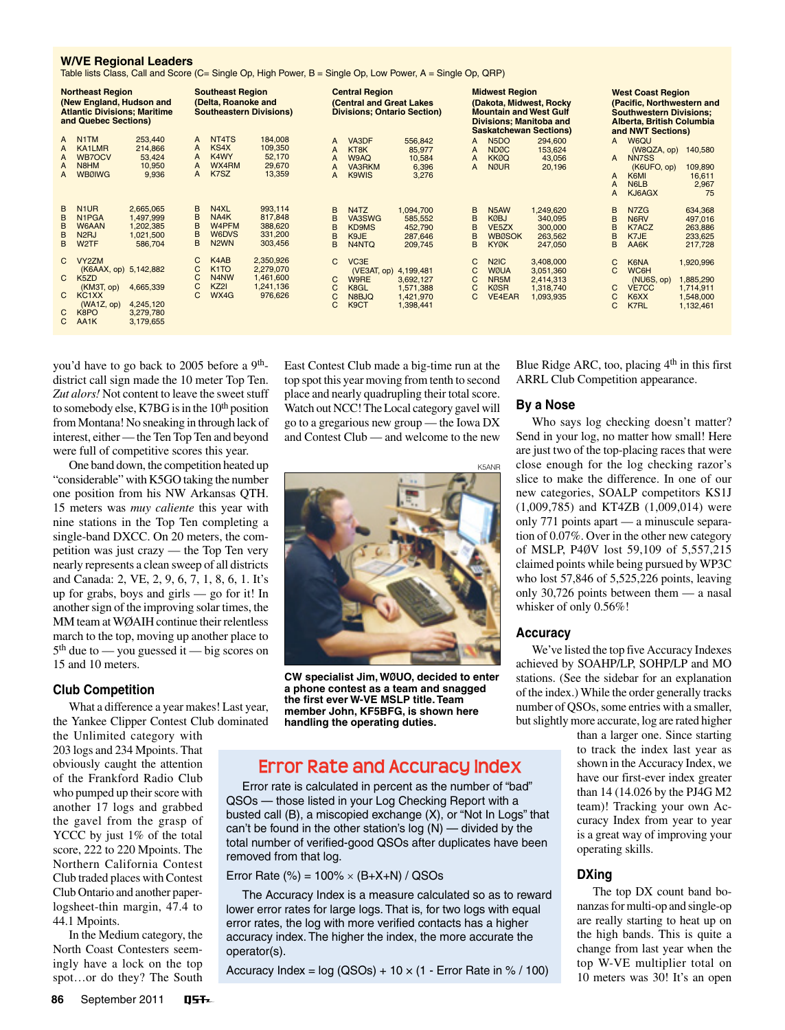## W/VE Regional Leaders

Table lists Class, Call and Score (C= Single Op, High Power, B = Single Op, Low Power, A = Single Op, QRP)

**Northeast Region** (New England, Hudson and Atlantic Divisions; Maritime and Quebec Sections)

| Class | Call | Score |
|---|---|---|
| A | N1TM | 253,440 |
| A | KA1LMR | 214,866 |
| A | WB7OCV | 53,424 |
| A | N8HM | 10,950 |
| A | WBØIWG | 9,936 |
| B | N1UR | 2,665,065 |
| B | N1PGA | 1,497,999 |
| B | W6AAN | 1,202,385 |
| B | N2RJ | 1,021,500 |
| B | W2TF | 586,704 |
| C | VY2ZM (K6AAX, op) | 5,142,882 |
| C | K5ZD (KM3T, op) | 4,665,339 |
| C | KC1XX (WA1Z, op) | 4,245,120 |
| C | K8PO | 3,279,780 |
| C | AA1K | 3,179,655 |

**Southeast Region** (Delta, Roanoke and Southeastern Divisions)

| Class | Call | Score |
|---|---|---|
| A | NT4TS | 184,008 |
| A | KS4X | 109,350 |
| A | K4WY | 52,170 |
| A | WX4RM | 29,670 |
| A | K7SZ | 13,359 |
| B | N4XL | 993,114 |
| B | NA4K | 817,848 |
| B | W4PFM | 388,620 |
| B | W6DVS | 331,200 |
| B | N2WN | 303,456 |
| C | K4AB | 2,350,926 |
| C | K1TO | 2,279,070 |
| C | N4NW | 1,461,600 |
| C | KZ2I | 1,241,136 |
| C | WX4G | 976,626 |

**Central Region** (Central and Great Lakes Divisions; Ontario Section)

| Class | Call | Score |
|---|---|---|
| A | VA3DF | 556,842 |
| A | KT8K | 85,977 |
| A | W9AQ | 10,584 |
| A | VA3RKM | 6,396 |
| A | K9WIS | 3,276 |
| B | N4TZ | 1,094,700 |
| B | VA3SWG | 585,552 |
| B | KD9MS | 452,790 |
| B | K9JE | 287,646 |
| B | N4NTQ | 209,745 |
| C | VC3E (VE3AT, op) | 4,199,481 |
| C | W9RE | 3,692,127 |
| C | K8GL | 1,571,388 |
| C | N8BJQ | 1,421,970 |
| C | K9CT | 1,398,441 |

**Midwest Region** (Dakota, Midwest, Rocky Mountain and West Gulf Divisions; Manitoba and Saskatchewan Sections)

| Class | Call | Score |
|---|---|---|
| A | N5DO | 294,600 |
| A | NDØC | 153,624 |
| A | KKØQ | 43,056 |
| A | NØUR | 20,196 |
| B | N5AW | 1,249,620 |
| B | KØBJ | 340,095 |
| B | VE5ZX | 300,000 |
| B | WBØSOK | 263,562 |
| B | KYØK | 247,050 |
| C | N2IC | 3,408,000 |
| C | WØUA | 3,051,360 |
| C | NR5M | 2,414,313 |
| C | KØSR | 1,318,740 |
| C | VE4EAR | 1,093,935 |

**West Coast Region** (Pacific, Northwestern and Southwestern Divisions; Alberta, British Columbia and NWT Sections)

| Class | Call | Score |
|---|---|---|
| A | W6QU (W8QZA, op) | 140,580 |
| A | NN7SS (K6UFO, op) | 109,890 |
| A | K6MI | 16,611 |
| A | N6LB | 2,967 |
| A | KJ6AGX | 75 |
| B | N7ZG | 634,368 |
| B | N6RV | 497,016 |
| B | K7ACZ | 263,886 |
| B | K7JE | 233,625 |
| B | AA6K | 217,728 |
| C | K6NA | 1,920,996 |
| C | WC6H (NU6S, op) | 1,885,290 |
| C | VE7CC | 1,714,911 |
| C | K6XX | 1,548,000 |
| C | K7RL | 1,132,461 |

you'd have to go back to 2005 before a 9th-district call sign made the 10 meter Top Ten. *Zut alors!* Not content to leave the sweet stuff to somebody else, K7BG is in the 10th position from Montana! No sneaking in through lack of interest, either — the Ten Top Ten and beyond were full of competitive scores this year.

One band down, the competition heated up "considerable" with K5GO taking the number one position from his NW Arkansas QTH. 15 meters was *muy caliente* this year with nine stations in the Top Ten completing a single-band DXCC. On 20 meters, the competition was just crazy — the Top Ten very nearly represents a clean sweep of all districts and Canada: 2, VE, 2, 9, 6, 7, 1, 8, 6, 1. It's up for grabs, boys and girls — go for it! In another sign of the improving solar times, the MM team at WØAIH continue their relentless march to the top, moving up another place to 5th due to — you guessed it — big scores on 15 and 10 meters.

### Club Competition

What a difference a year makes! Last year, the Yankee Clipper Contest Club dominated the Unlimited category with 203 logs and 234 Mpoints. That obviously caught the attention of the Frankford Radio Club who pumped up their score with another 17 logs and grabbed the gavel from the grasp of YCCC by just 1% of the total score, 222 to 220 Mpoints. The Northern California Contest Club traded places with Contest Club Ontario and another paper-logsheet-thin margin, 47.4 to 44.1 Mpoints.

In the Medium category, the North Coast Contesters seemingly have a lock on the top spot…or do they? The South East Contest Club made a big-time run at the top spot this year moving from tenth to second place and nearly quadrupling their total score. Watch out NCC! The Local category gavel will go to a gregarious new group — the Iowa DX and Contest Club — and welcome to the new Blue Ridge ARC, too, placing 4th in this first ARRL Club Competition appearance.

K5ANR

CW specialist Jim, WØUO, decided to enter a phone contest as a team and snagged the first ever W-VE MSLP title. Team member John, KF5BFG, is shown here handling the operating duties.

### By a Nose

Who says log checking doesn't matter? Send in your log, no matter how small! Here are just two of the top-placing races that were close enough for the log checking razor's slice to make the difference. In one of our new categories, SOALP competitors KS1J (1,009,785) and KT4ZB (1,009,014) were only 771 points apart — a minuscule separation of 0.07%. Over in the other new category of MSLP, P4ØV lost 59,109 of 5,557,215 claimed points while being pursued by WP3C who lost 57,846 of 5,525,226 points, leaving only 30,726 points between them — a nasal whisker of only 0.56%!

### Accuracy

We've listed the top five Accuracy Indexes achieved by SOAHP/LP, SOHP/LP and MO stations. (See the sidebar for an explanation of the index.) While the order generally tracks number of QSOs, some entries with a smaller, but slightly more accurate, log are rated higher than a larger one. Since starting to track the index last year as shown in the Accuracy Index, we have our first-ever index greater than 14 (14.026 by the PJ4G M2 team)! Tracking your own Accuracy Index from year to year is a great way of improving your operating skills.

### DXing

The top DX count band bonanzas for multi-op and single-op are really starting to heat up on the high bands. This is quite a change from last year when the top W-VE multiplier total on 10 meters was 30! It's an open

## Error Rate and Accuracy Index

Error rate is calculated in percent as the number of "bad" QSOs — those listed in your Log Checking Report with a busted call (B), a miscopied exchange (X), or "Not In Logs" that can't be found in the other station's log (N) — divided by the total number of verified-good QSOs after duplicates have been removed from that log.

$$\text{Error Rate (\%)} = 100\% \times (B+X+N) / \text{QSOs}$$

The Accuracy Index is a measure calculated so as to reward lower error rates for large logs. That is, for two logs with equal error rates, the log with more verified contacts has a higher accuracy index. The higher the index, the more accurate the operator(s).

$$\text{Accuracy Index} = \log(\text{QSOs}) + 10 \times (1 - \text{Error Rate in \%} / 100)$$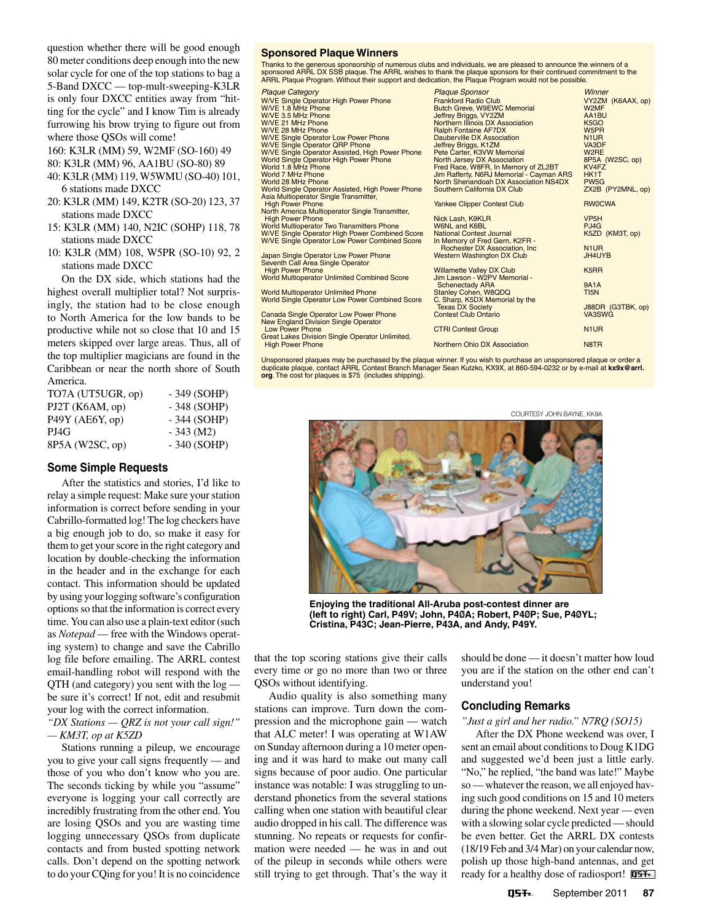question whether there will be good enough 80 meter conditions deep enough into the new solar cycle for one of the top stations to bag a 5-Band DXCC — top-mult-sweeping-K3LR is only four DXCC entities away from "hitting for the cycle" and I know Tim is already furrowing his brow trying to figure out from where those QSOs will come!

160: K3LR (MM) 59, W2MF (SO-160) 49

80: K3LR (MM) 96, AA1BU (SO-80) 89

40: K3LR (MM) 119, W5WMU (SO-40) 101, 6 stations made DXCC

20: K3LR (MM) 149, K2TR (SO-20) 123, 37 stations made DXCC

15: K3LR (MM) 140, N2IC (SOHP) 118, 78 stations made DXCC

10: K3LR (MM) 108, W5PR (SO-10) 92, 2 stations made DXCC

On the DX side, which stations had the highest overall multiplier total? Not surprisingly, the station had to be close enough to North America for the low bands to be productive while not so close that 10 and 15 meters skipped over large areas. Thus, all of the top multiplier magicians are found in the Caribbean or near the north shore of South America.

| | |
|---|---|
| TO7A (UT5UGR, op) | - 349 (SOHP) |
| PJ2T (K6AM, op) | - 348 (SOHP) |
| P49Y (AE6Y, op) | - 344 (SOHP) |
| PJ4G | - 343 (M2) |
| 8P5A (W2SC, op) | - 340 (SOHP) |

## Some Simple Requests

After the statistics and stories, I'd like to relay a simple request: Make sure your station information is correct before sending in your Cabrillo-formatted log! The log checkers have a big enough job to do, so make it easy for them to get your score in the right category and location by double-checking the information in the header and in the exchange for each contact. This information should be updated by using your logging software's configuration options so that the information is correct every time. You can also use a plain-text editor (such as *Notepad* — free with the Windows operating system) to change and save the Cabrillo log file before emailing. The ARRL contest email-handling robot will respond with the QTH (and category) you sent with the log — be sure it's correct! If not, edit and resubmit your log with the correct information.

*"DX Stations — QRZ is not your call sign!" — KM3T, op at K5ZD*

Stations running a pileup, we encourage you to give your call signs frequently — and those of you who don't know who you are. The seconds ticking by while you "assume" everyone is logging your call correctly are incredibly frustrating from the other end. You are losing QSOs and you are wasting time logging unnecessary QSOs from duplicate contacts and from busted spotting network calls. Don't depend on the spotting network to do your CQing for you! It is no coincidence that the top scoring stations give their calls every time or go no more than two or three QSOs without identifying.

Audio quality is also something many stations can improve. Turn down the compression and the microphone gain — watch that ALC meter! I was operating at W1AW on Sunday afternoon during a 10 meter opening and it was hard to make out many call signs because of poor audio. One particular instance was notable: I was struggling to understand phonetics from the several stations calling when one station with beautiful clear audio dropped in his call. The difference was stunning. No repeats or requests for confirmation were needed — he was in and out of the pileup in seconds while others were still trying to get through. That's the way it should be done — it doesn't matter how loud you are if the station on the other end can't understand you!

### Sponsored Plaque Winners

Thanks to the generous sponsorship of numerous clubs and individuals, we are pleased to announce the winners of a sponsored ARRL DX SSB plaque. The ARRL wishes to thank the plaque sponsors for their continued commitment to the ARRL Plaque Program. Without their support and dedication, the Plaque Program would not be possible.

| *Plaque Category* | *Plaque Sponsor* | *Winner* |
|---|---|---|
| W/VE Single Operator High Power Phone | Frankford Radio Club | VY2ZM (K6AAX, op) |
| W/VE 1.8 MHz Phone | Butch Greve, W9EWC Memorial | W2MF |
| W/VE 3.5 MHz Phone | Jeffrey Briggs, VY2ZM | AA1BU |
| W/VE 21 MHz Phone | Northern Illinois DX Association | K5GO |
| W/VE 28 MHz Phone | Ralph Fontaine AF7DX | W5PR |
| W/VE Single Operator Low Power Phone | Dauberville DX Association | N1UR |
| W/VE Single Operator QRP Phone | Jeffrey Briggs, K1ZM | VA3DF |
| W/VE Single Operator Assisted, High Power Phone | Pete Carter, K3VW Memorial | W2RE |
| World Single Operator High Power Phone | North Jersey DX Association | 8P5A (W2SC, op) |
| World 1.8 MHz Phone | Fred Race, W8FR, In Memory of ZL2BT | KV4FZ |
| World 7 MHz Phone | Jim Rafferty, N6RJ Memorial - Cayman ARS | HK1T |
| World 28 MHz Phone | North Shenandoah DX Association NS4DX | PW5G |
| World Single Operator Assisted, High Power Phone | Southern California DX Club | ZX2B (PY2MNL, op) |
| Asia Multioperator Single Transmitter, High Power Phone | Yankee Clipper Contest Club | RW0CWA |
| North America Multioperator Single Transmitter, High Power Phone | Nick Lash, K9KLR | VP5H |
| World Multioperator Two Transmitters Phone | W6NL and K6BL | PJ4G |
| W/VE Single Operator High Power Combined Score | National Contest Journal | K5ZD (KM3T, op) |
| W/VE Single Operator Low Power Combined Score | Stanley Cohen, W8QDQ | N1UR |
| | In Memory of Fred Gern, K2FR - Rochester DX Association, Inc | N1UR |
| Japan Single Operator Low Power Phone | Western Washington DX Club | JH4UYB |
| Seventh Call Area Single Operator High Power Phone | Willamette Valley DX Club | K5RR |
| World Multioperator Unlimited Combined Score | Jim Lawson - W2PV Memorial - Schenectady ARA | 9A1A |
| World Multioperator Unlimited Phone | Stanley Cohen, W8QDQ | TI5N |
| World Single Operator Low Power Combined Score | C. Sharp, K5DX Memorial by the Texas DX Society | J88DR (G3TBK, op) |
| Canada Single Operator Low Power Phone | Contest Club Ontario | VA3SWG |
| New England Division Single Operator Low Power Phone | CTRI Contest Group | N1UR |
| Great Lakes Division Single Operator Unlimited, High Power Phone | Northern Ohio DX Association | N8TR |

Unsponsored plaques may be purchased by the plaque winner. If you wish to purchase an unsponsored plaque or order a duplicate plaque, contact ARRL Contest Branch Manager Sean Kutzko, KX9X, at 860-594-0232 or by e-mail at **kx9x@arrl.org**. The cost for plaques is $75 (includes shipping).

COURTESY JOHN BAYNE, KK9A

**Enjoying the traditional All-Aruba post-contest dinner are (left to right) Carl, P49V; John, P40A; Robert, P40P; Sue, P40YL; Cristina, P43C; Jean-Pierre, P43A, and Andy, P49Y.**

## Concluding Remarks

*"Just a girl and her radio." N7RQ (SO15)*

After the DX Phone weekend was over, I sent an email about conditions to Doug K1DG and suggested we'd been just a little early. "No," he replied, "the band was late!" Maybe so — whatever the reason, we all enjoyed having such good conditions on 15 and 10 meters during the phone weekend. Next year — even with a slowing solar cycle predicted — should be even better. Get the ARRL DX contests (18/19 Feb and 3/4 Mar) on your calendar now, polish up those high-band antennas, and get ready for a healthy dose of radiosport!